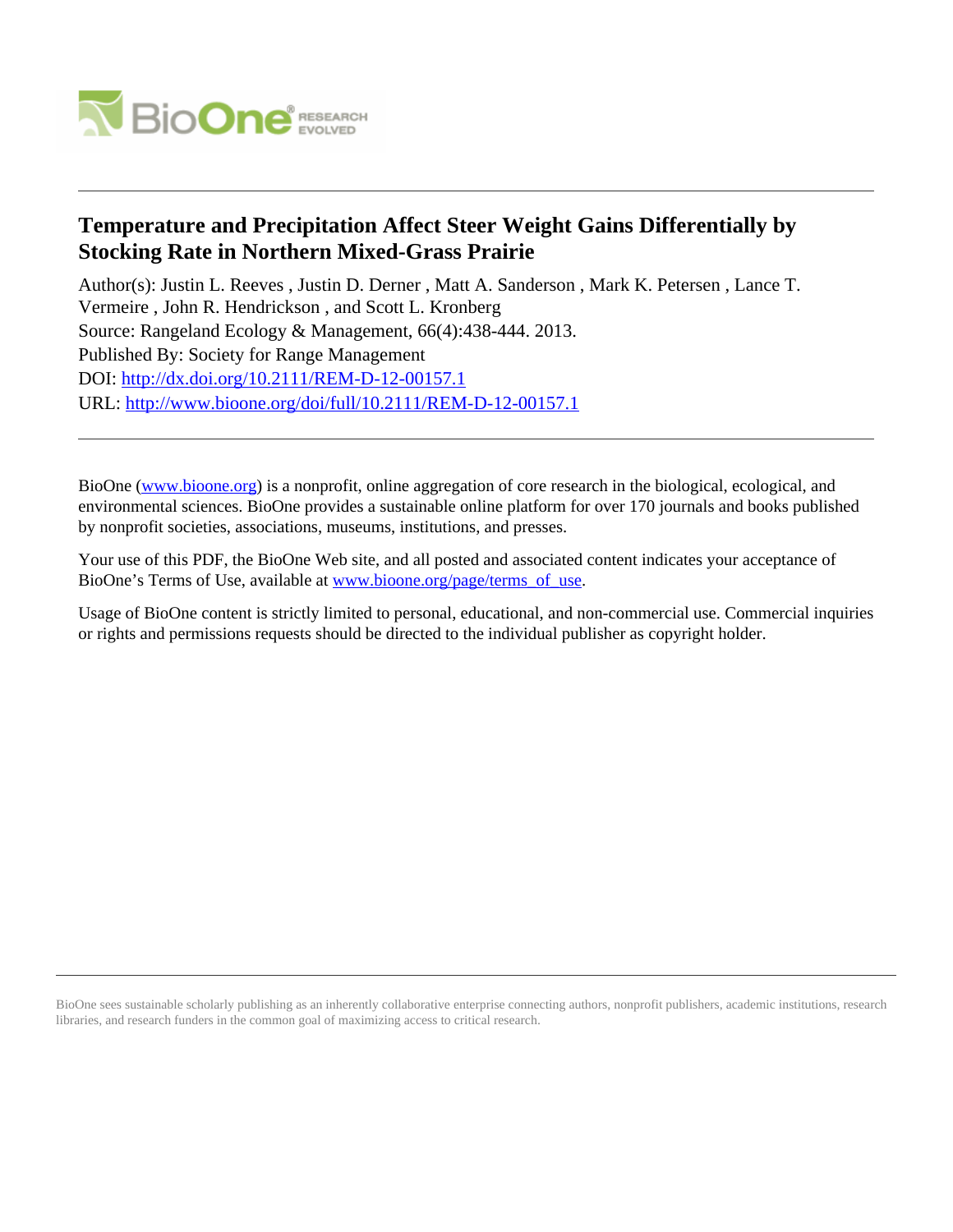# Temperature and Precipitation Affect Steer Weight Gains Differentially by Stocking Rate in Northern Mixed-Grass Prairie

Author(s): Justin L. Reeves , Justin D. Derner , Matt A. Sanderson , Mark K. Petersen , Lance T. Vermeire , John R. Hendrickson , and Scott L. Kronberg

Source: Rangeland Ecology & Management, 66(4):438-444. 2013.

Published By: Society for Range Management

DOI: http://dx.doi.org/10.2111/REM-D-12-00157.1

URL: http://www.bioone.org/doi/full/10.2111/REM-D-12-00157.1

---

BioOne (www.bioone.org) is a nonprofit, online aggregation of core research in the biological, ecological, and environmental sciences. BioOne provides a sustainable online platform for over 170 journals and books published by nonprofit societies, associations, museums, institutions, and presses.

Your use of this PDF, the BioOne Web site, and all posted and associated content indicates your acceptance of BioOne's Terms of Use, available at www.bioone.org/page/terms_of_use.

Usage of BioOne content is strictly limited to personal, educational, and non-commercial use. Commercial inquiries or rights and permissions requests should be directed to the individual publisher as copyright holder.

---

BioOne sees sustainable scholarly publishing as an inherently collaborative enterprise connecting authors, nonprofit publishers, academic institutions, research libraries, and research funders in the common goal of maximizing access to critical research.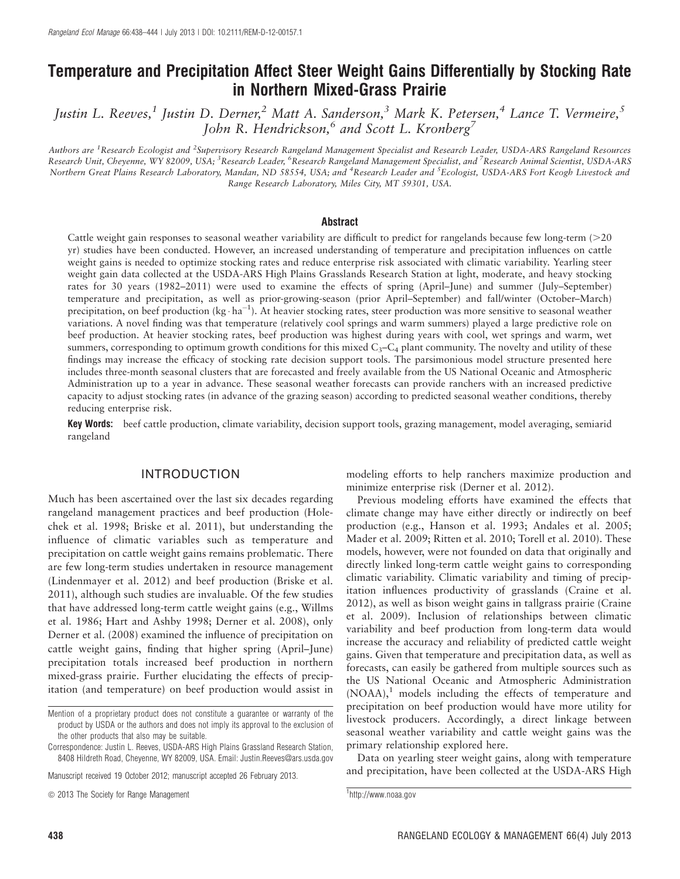# Temperature and Precipitation Affect Steer Weight Gains Differentially by Stocking Rate in Northern Mixed-Grass Prairie

*Justin L. Reeves,[1] Justin D. Derner,[2] Matt A. Sanderson,[3] Mark K. Petersen,[4] Lance T. Vermeire,[5] John R. Hendrickson,[6] and Scott L. Kronberg[7]*

Authors are [1]Research Ecologist and [2]Supervisory Research Rangeland Management Specialist and Research Leader, USDA-ARS Rangeland Resources Research Unit, Cheyenne, WY 82009, USA; [3]Research Leader, [6]Research Rangeland Management Specialist, and [7]Research Animal Scientist, USDA-ARS Northern Great Plains Research Laboratory, Mandan, ND 58554, USA; and [4]Research Leader and [5]Ecologist, USDA-ARS Fort Keogh Livestock and Range Research Laboratory, Miles City, MT 59301, USA.

## Abstract

Cattle weight gain responses to seasonal weather variability are difficult to predict for rangelands because few long-term (>20 yr) studies have been conducted. However, an increased understanding of temperature and precipitation influences on cattle weight gains is needed to optimize stocking rates and reduce enterprise risk associated with climatic variability. Yearling steer weight gain data collected at the USDA-ARS High Plains Grasslands Research Station at light, moderate, and heavy stocking rates for 30 years (1982–2011) were used to examine the effects of spring (April–June) and summer (July–September) temperature and precipitation, as well as prior-growing-season (prior April–September) and fall/winter (October–March) precipitation, on beef production ($kg \cdot ha^{-1}$). At heavier stocking rates, steer production was more sensitive to seasonal weather variations. A novel finding was that temperature (relatively cool springs and warm summers) played a large predictive role on beef production. At heavier stocking rates, beef production was highest during years with cool, wet springs and warm, wet summers, corresponding to optimum growth conditions for this mixed $C_3$–$C_4$ plant community. The novelty and utility of these findings may increase the efficacy of stocking rate decision support tools. The parsimonious model structure presented here includes three-month seasonal clusters that are forecasted and freely available from the US National Oceanic and Atmospheric Administration up to a year in advance. These seasonal weather forecasts can provide ranchers with an increased predictive capacity to adjust stocking rates (in advance of the grazing season) according to predicted seasonal weather conditions, thereby reducing enterprise risk.

**Key Words:** beef cattle production, climate variability, decision support tools, grazing management, model averaging, semiarid rangeland

## INTRODUCTION

Much has been ascertained over the last six decades regarding rangeland management practices and beef production (Holechek et al. 1998; Briske et al. 2011), but understanding the influence of climatic variables such as temperature and precipitation on cattle weight gains remains problematic. There are few long-term studies undertaken in resource management (Lindenmayer et al. 2012) and beef production (Briske et al. 2011), although such studies are invaluable. Of the few studies that have addressed long-term cattle weight gains (e.g., Willms et al. 1986; Hart and Ashby 1998; Derner et al. 2008), only Derner et al. (2008) examined the influence of precipitation on cattle weight gains, finding that higher spring (April–June) precipitation totals increased beef production in northern mixed-grass prairie. Further elucidating the effects of precipitation (and temperature) on beef production would assist in modeling efforts to help ranchers maximize production and minimize enterprise risk (Derner et al. 2012).

Previous modeling efforts have examined the effects that climate change may have either directly or indirectly on beef production (e.g., Hanson et al. 1993; Andales et al. 2005; Mader et al. 2009; Ritten et al. 2010; Torell et al. 2010). These models, however, were not founded on data that originally and directly linked long-term cattle weight gains to corresponding climatic variability. Climatic variability and timing of precipitation influences productivity of grasslands (Craine et al. 2012), as well as bison weight gains in tallgrass prairie (Craine et al. 2009). Inclusion of relationships between climatic variability and beef production from long-term data would increase the accuracy and reliability of predicted cattle weight gains. Given that temperature and precipitation data, as well as forecasts, can easily be gathered from multiple sources such as the US National Oceanic and Atmospheric Administration (NOAA),[1] models including the effects of temperature and precipitation on beef production would have more utility for livestock producers. Accordingly, a direct linkage between seasonal weather variability and cattle weight gains was the primary relationship explored here.

Data on yearling steer weight gains, along with temperature and precipitation, have been collected at the USDA-ARS High

---

Mention of a proprietary product does not constitute a guarantee or warranty of the product by USDA or the authors and does not imply its approval to the exclusion of the other products that also may be suitable.

Correspondence: Justin L. Reeves, USDA-ARS High Plains Grassland Research Station, 8408 Hildreth Road, Cheyenne, WY 82009, USA. Email: Justin.Reeves@ars.usda.gov

Manuscript received 19 October 2012; manuscript accepted 26 February 2013.

© 2013 The Society for Range Management

[1]http://www.noaa.gov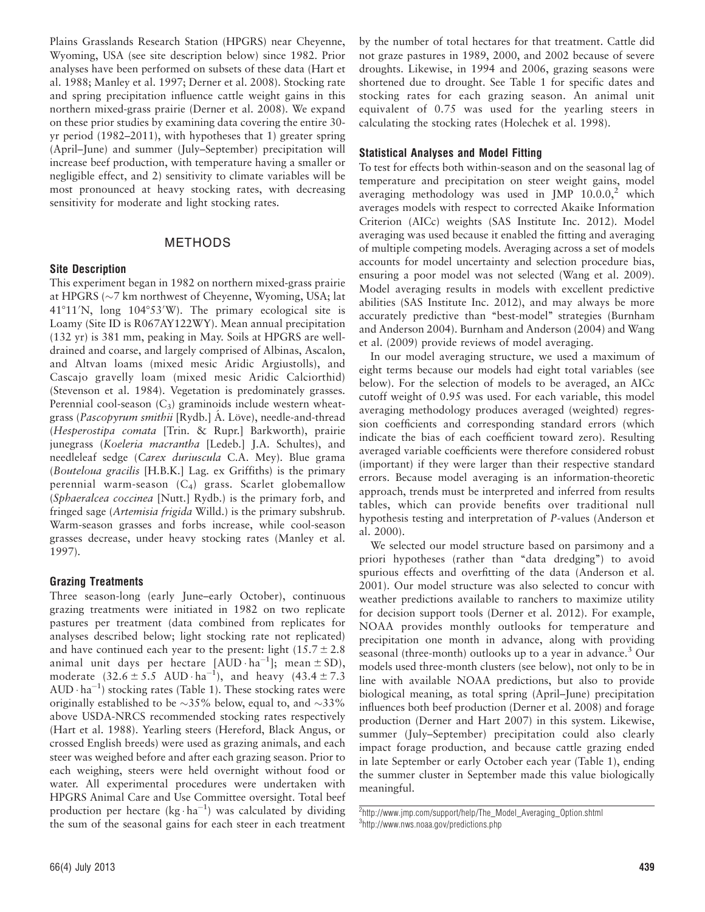Plains Grasslands Research Station (HPGRS) near Cheyenne, Wyoming, USA (see site description below) since 1982. Prior analyses have been performed on subsets of these data (Hart et al. 1988; Manley et al. 1997; Derner et al. 2008). Stocking rate and spring precipitation influence cattle weight gains in this northern mixed-grass prairie (Derner et al. 2008). We expand on these prior studies by examining data covering the entire 30-yr period (1982–2011), with hypotheses that 1) greater spring (April–June) and summer (July–September) precipitation will increase beef production, with temperature having a smaller or negligible effect, and 2) sensitivity to climate variables will be most pronounced at heavy stocking rates, with decreasing sensitivity for moderate and light stocking rates.

## METHODS

### Site Description

This experiment began in 1982 on northern mixed-grass prairie at HPGRS (~7 km northwest of Cheyenne, Wyoming, USA; lat 41°11′N, long 104°53′W). The primary ecological site is Loamy (Site ID is R067AY122WY). Mean annual precipitation (132 yr) is 381 mm, peaking in May. Soils at HPGRS are well-drained and coarse, and largely comprised of Albinas, Ascalon, and Altvan loams (mixed mesic Aridic Argiustolls), and Cascajo gravelly loam (mixed mesic Aridic Calciorthid) (Stevenson et al. 1984). Vegetation is predominately grasses. Perennial cool-season ($C_3$) graminoids include western wheatgrass (*Pascopyrum smithii* [Rydb.] Á. Löve), needle-and-thread (*Hesperostipa comata* [Trin. & Rupr.] Barkworth), prairie junegrass (*Koeleria macrantha* [Ledeb.] J.A. Schultes), and needleleaf sedge (*Carex duriuscula* C.A. Mey). Blue grama (*Bouteloua gracilis* [H.B.K.] Lag. ex Griffiths) is the primary perennial warm-season ($C_4$) grass. Scarlet globemallow (*Sphaeralcea coccinea* [Nutt.] Rydb.) is the primary forb, and fringed sage (*Artemisia frigida* Willd.) is the primary subshrub. Warm-season grasses and forbs increase, while cool-season grasses decrease, under heavy stocking rates (Manley et al. 1997).

### Grazing Treatments

Three season-long (early June–early October), continuous grazing treatments were initiated in 1982 on two replicate pastures per treatment (data combined from replicates for analyses described below; light stocking rate not replicated) and have continued each year to the present: light ($15.7 \pm 2.8$ animal unit days per hectare [$\mathrm{AUD \cdot ha^{-1}}$]; mean ± SD), moderate ($32.6 \pm 5.5$ $\mathrm{AUD \cdot ha^{-1}}$), and heavy ($43.4 \pm 7.3$ $\mathrm{AUD \cdot ha^{-1}}$) stocking rates (Table 1). These stocking rates were originally established to be ~35% below, equal to, and ~33% above USDA-NRCS recommended stocking rates respectively (Hart et al. 1988). Yearling steers (Hereford, Black Angus, or crossed English breeds) were used as grazing animals, and each steer was weighed before and after each grazing season. Prior to each weighing, steers were held overnight without food or water. All experimental procedures were undertaken with HPGRS Animal Care and Use Committee oversight. Total beef production per hectare ($\mathrm{kg \cdot ha^{-1}}$) was calculated by dividing the sum of the seasonal gains for each steer in each treatment by the number of total hectares for that treatment. Cattle did not graze pastures in 1989, 2000, and 2002 because of severe droughts. Likewise, in 1994 and 2006, grazing seasons were shortened due to drought. See Table 1 for specific dates and stocking rates for each grazing season. An animal unit equivalent of 0.75 was used for the yearling steers in calculating the stocking rates (Holechek et al. 1998).

### Statistical Analyses and Model Fitting

To test for effects both within-season and on the seasonal lag of temperature and precipitation on steer weight gains, model averaging methodology was used in JMP 10.0.0,[2] which averages models with respect to corrected Akaike Information Criterion (AICc) weights (SAS Institute Inc. 2012). Model averaging was used because it enabled the fitting and averaging of multiple competing models. Averaging across a set of models accounts for model uncertainty and selection procedure bias, ensuring a poor model was not selected (Wang et al. 2009). Model averaging results in models with excellent predictive abilities (SAS Institute Inc. 2012), and may always be more accurately predictive than "best-model" strategies (Burnham and Anderson 2004). Burnham and Anderson (2004) and Wang et al. (2009) provide reviews of model averaging.

In our model averaging structure, we used a maximum of eight terms because our models had eight total variables (see below). For the selection of models to be averaged, an AICc cutoff weight of 0.95 was used. For each variable, this model averaging methodology produces averaged (weighted) regression coefficients and corresponding standard errors (which indicate the bias of each coefficient toward zero). Resulting averaged variable coefficients were therefore considered robust (important) if they were larger than their respective standard errors. Because model averaging is an information-theoretic approach, trends must be interpreted and inferred from results tables, which can provide benefits over traditional null hypothesis testing and interpretation of *P*-values (Anderson et al. 2000).

We selected our model structure based on parsimony and a priori hypotheses (rather than "data dredging") to avoid spurious effects and overfitting of the data (Anderson et al. 2001). Our model structure was also selected to concur with weather predictions available to ranchers to maximize utility for decision support tools (Derner et al. 2012). For example, NOAA provides monthly outlooks for temperature and precipitation one month in advance, along with providing seasonal (three-month) outlooks up to a year in advance.[3] Our models used three-month clusters (see below), not only to be in line with available NOAA predictions, but also to provide biological meaning, as total spring (April–June) precipitation influences both beef production (Derner et al. 2008) and forage production (Derner and Hart 2007) in this system. Likewise, summer (July–September) precipitation could also clearly impact forage production, and because cattle grazing ended in late September or early October each year (Table 1), ending the summer cluster in September made this value biologically meaningful.

[2]http://www.jmp.com/support/help/The_Model_Averaging_Option.shtml
[3]http://www.nws.noaa.gov/predictions.php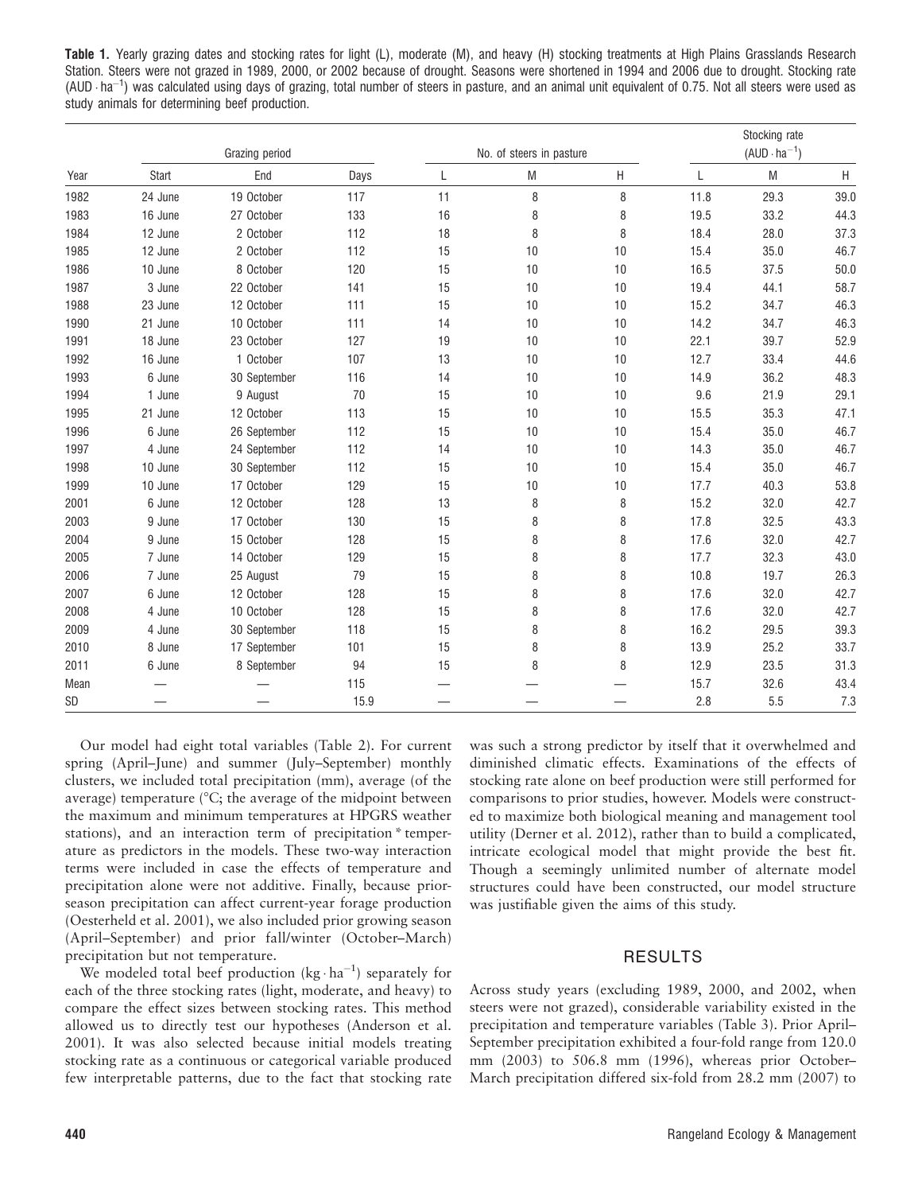**Table 1.** Yearly grazing dates and stocking rates for light (L), moderate (M), and heavy (H) stocking treatments at High Plains Grasslands Research Station. Steers were not grazed in 1989, 2000, or 2002 because of drought. Seasons were shortened in 1994 and 2006 due to drought. Stocking rate ($AUD \cdot ha^{-1}$) was calculated using days of grazing, total number of steers in pasture, and an animal unit equivalent of 0.75. Not all steers were used as study animals for determining beef production.

| Year | Grazing period | | | No. of steers in pasture | | | Stocking rate ($AUD \cdot ha^{-1}$) | | |
|---|---|---|---|---|---|---|---|---|---|
| | Start | End | Days | L | M | H | L | M | H |
| 1982 | 24 June | 19 October | 117 | 11 | 8 | 8 | 11.8 | 29.3 | 39.0 |
| 1983 | 16 June | 27 October | 133 | 16 | 8 | 8 | 19.5 | 33.2 | 44.3 |
| 1984 | 12 June | 2 October | 112 | 18 | 8 | 8 | 18.4 | 28.0 | 37.3 |
| 1985 | 12 June | 2 October | 112 | 15 | 10 | 10 | 15.4 | 35.0 | 46.7 |
| 1986 | 10 June | 8 October | 120 | 15 | 10 | 10 | 16.5 | 37.5 | 50.0 |
| 1987 | 3 June | 22 October | 141 | 15 | 10 | 10 | 19.4 | 44.1 | 58.7 |
| 1988 | 23 June | 12 October | 111 | 15 | 10 | 10 | 15.2 | 34.7 | 46.3 |
| 1990 | 21 June | 10 October | 111 | 14 | 10 | 10 | 14.2 | 34.7 | 46.3 |
| 1991 | 18 June | 23 October | 127 | 19 | 10 | 10 | 22.1 | 39.7 | 52.9 |
| 1992 | 16 June | 1 October | 107 | 13 | 10 | 10 | 12.7 | 33.4 | 44.6 |
| 1993 | 6 June | 30 September | 116 | 14 | 10 | 10 | 14.9 | 36.2 | 48.3 |
| 1994 | 1 June | 9 August | 70 | 15 | 10 | 10 | 9.6 | 21.9 | 29.1 |
| 1995 | 21 June | 12 October | 113 | 15 | 10 | 10 | 15.5 | 35.3 | 47.1 |
| 1996 | 6 June | 26 September | 112 | 15 | 10 | 10 | 15.4 | 35.0 | 46.7 |
| 1997 | 4 June | 24 September | 112 | 14 | 10 | 10 | 14.3 | 35.0 | 46.7 |
| 1998 | 10 June | 30 September | 112 | 15 | 10 | 10 | 15.4 | 35.0 | 46.7 |
| 1999 | 10 June | 17 October | 129 | 15 | 10 | 10 | 17.7 | 40.3 | 53.8 |
| 2001 | 6 June | 12 October | 128 | 13 | 8 | 8 | 15.2 | 32.0 | 42.7 |
| 2003 | 9 June | 17 October | 130 | 15 | 8 | 8 | 17.8 | 32.5 | 43.3 |
| 2004 | 9 June | 15 October | 128 | 15 | 8 | 8 | 17.6 | 32.0 | 42.7 |
| 2005 | 7 June | 14 October | 129 | 15 | 8 | 8 | 17.7 | 32.3 | 43.0 |
| 2006 | 7 June | 25 August | 79 | 15 | 8 | 8 | 10.8 | 19.7 | 26.3 |
| 2007 | 6 June | 12 October | 128 | 15 | 8 | 8 | 17.6 | 32.0 | 42.7 |
| 2008 | 4 June | 10 October | 128 | 15 | 8 | 8 | 17.6 | 32.0 | 42.7 |
| 2009 | 4 June | 30 September | 118 | 15 | 8 | 8 | 16.2 | 29.5 | 39.3 |
| 2010 | 8 June | 17 September | 101 | 15 | 8 | 8 | 13.9 | 25.2 | 33.7 |
| 2011 | 6 June | 8 September | 94 | 15 | 8 | 8 | 12.9 | 23.5 | 31.3 |
| Mean | — | — | 115 | — | — | — | 15.7 | 32.6 | 43.4 |
| SD | — | — | 15.9 | — | — | — | 2.8 | 5.5 | 7.3 |

Our model had eight total variables (Table 2). For current spring (April–June) and summer (July–September) monthly clusters, we included total precipitation (mm), average (of the average) temperature (°C; the average of the midpoint between the maximum and minimum temperatures at HPGRS weather stations), and an interaction term of precipitation * temperature as predictors in the models. These two-way interaction terms were included in case the effects of temperature and precipitation alone were not additive. Finally, because prior-season precipitation can affect current-year forage production (Oesterheld et al. 2001), we also included prior growing season (April–September) and prior fall/winter (October–March) precipitation but not temperature.

We modeled total beef production ($kg \cdot ha^{-1}$) separately for each of the three stocking rates (light, moderate, and heavy) to compare the effect sizes between stocking rates. This method allowed us to directly test our hypotheses (Anderson et al. 2001). It was also selected because initial models treating stocking rate as a continuous or categorical variable produced few interpretable patterns, due to the fact that stocking rate was such a strong predictor by itself that it overwhelmed and diminished climatic effects. Examinations of the effects of stocking rate alone on beef production were still performed for comparisons to prior studies, however. Models were constructed to maximize both biological meaning and management tool utility (Derner et al. 2012), rather than to build a complicated, intricate ecological model that might provide the best fit. Though a seemingly unlimited number of alternate model structures could have been constructed, our model structure was justifiable given the aims of this study.

## RESULTS

Across study years (excluding 1989, 2000, and 2002, when steers were not grazed), considerable variability existed in the precipitation and temperature variables (Table 3). Prior April–September precipitation exhibited a four-fold range from 120.0 mm (2003) to 506.8 mm (1996), whereas prior October–March precipitation differed six-fold from 28.2 mm (2007) to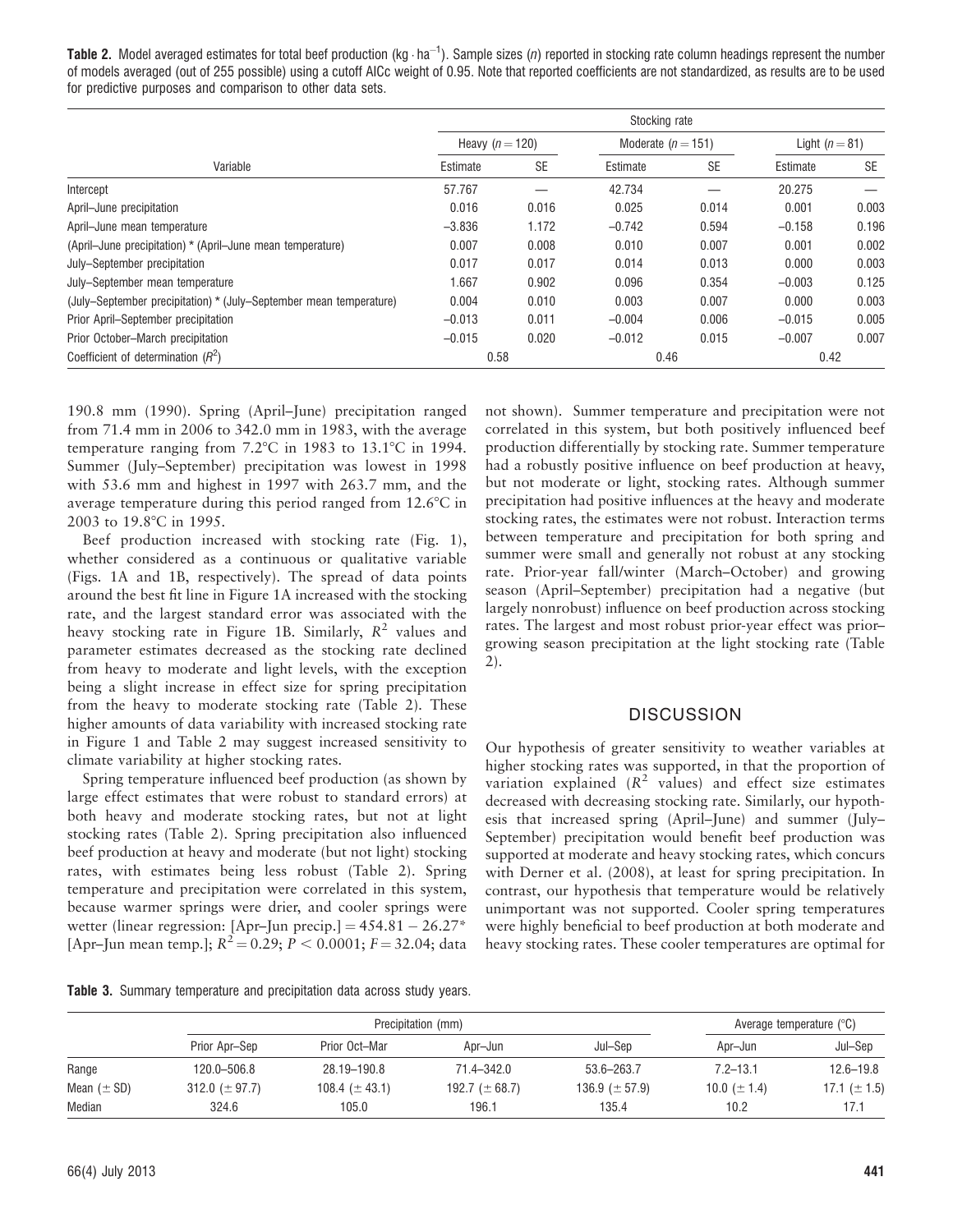**Table 2.** Model averaged estimates for total beef production ($kg \cdot ha^{-1}$). Sample sizes ($n$) reported in stocking rate column headings represent the number of models averaged (out of 255 possible) using a cutoff AICc weight of 0.95. Note that reported coefficients are not standardized, as results are to be used for predictive purposes and comparison to other data sets.

| | Stocking rate | | | | | |
|---|---|---|---|---|---|---|
| | Heavy ($n = 120$) | | Moderate ($n = 151$) | | Light ($n = 81$) | |
| Variable | Estimate | SE | Estimate | SE | Estimate | SE |
| Intercept | 57.767 | — | 42.734 | — | 20.275 | — |
| April–June precipitation | 0.016 | 0.016 | 0.025 | 0.014 | 0.001 | 0.003 |
| April–June mean temperature | −3.836 | 1.172 | −0.742 | 0.594 | −0.158 | 0.196 |
| (April–June precipitation) * (April–June mean temperature) | 0.007 | 0.008 | 0.010 | 0.007 | 0.001 | 0.002 |
| July–September precipitation | 0.017 | 0.017 | 0.014 | 0.013 | 0.000 | 0.003 |
| July–September mean temperature | 1.667 | 0.902 | 0.096 | 0.354 | −0.003 | 0.125 |
| (July–September precipitation) * (July–September mean temperature) | 0.004 | 0.010 | 0.003 | 0.007 | 0.000 | 0.003 |
| Prior April–September precipitation | −0.013 | 0.011 | −0.004 | 0.006 | −0.015 | 0.005 |
| Prior October–March precipitation | −0.015 | 0.020 | −0.012 | 0.015 | −0.007 | 0.007 |
| Coefficient of determination ($R^2$) | 0.58 | | 0.46 | | 0.42 | |

190.8 mm (1990). Spring (April–June) precipitation ranged from 71.4 mm in 2006 to 342.0 mm in 1983, with the average temperature ranging from 7.2°C in 1983 to 13.1°C in 1994. Summer (July–September) precipitation was lowest in 1998 with 53.6 mm and highest in 1997 with 263.7 mm, and the average temperature during this period ranged from 12.6°C in 2003 to 19.8°C in 1995.

Beef production increased with stocking rate (Fig. 1), whether considered as a continuous or qualitative variable (Figs. 1A and 1B, respectively). The spread of data points around the best fit line in Figure 1A increased with the stocking rate, and the largest standard error was associated with the heavy stocking rate in Figure 1B. Similarly, $R^2$ values and parameter estimates decreased as the stocking rate declined from heavy to moderate and light levels, with the exception being a slight increase in effect size for spring precipitation from the heavy to moderate stocking rate (Table 2). These higher amounts of data variability with increased stocking rate in Figure 1 and Table 2 may suggest increased sensitivity to climate variability at higher stocking rates.

Spring temperature influenced beef production (as shown by large effect estimates that were robust to standard errors) at both heavy and moderate stocking rates, but not at light stocking rates (Table 2). Spring precipitation also influenced beef production at heavy and moderate (but not light) stocking rates, with estimates being less robust (Table 2). Spring temperature and precipitation were correlated in this system, because warmer springs were drier, and cooler springs were wetter (linear regression: [Apr–Jun precip.] $= 454.81 - 26.27*$ [Apr–Jun mean temp.]; $R^2 = 0.29$; $P < 0.0001$; $F = 32.04$; data not shown). Summer temperature and precipitation were not correlated in this system, but both positively influenced beef production differentially by stocking rate. Summer temperature had a robustly positive influence on beef production at heavy, but not moderate or light, stocking rates. Although summer precipitation had positive influences at the heavy and moderate stocking rates, the estimates were not robust. Interaction terms between temperature and precipitation for both spring and summer were small and generally not robust at any stocking rate. Prior-year fall/winter (March–October) and growing season (April–September) precipitation had a negative (but largely nonrobust) influence on beef production across stocking rates. The largest and most robust prior-year effect was prior–growing season precipitation at the light stocking rate (Table 2).

## DISCUSSION

Our hypothesis of greater sensitivity to weather variables at higher stocking rates was supported, in that the proportion of variation explained ($R^2$ values) and effect size estimates decreased with decreasing stocking rate. Similarly, our hypothesis that increased spring (April–June) and summer (July–September) precipitation would benefit beef production was supported at moderate and heavy stocking rates, which concurs with Derner et al. (2008), at least for spring precipitation. In contrast, our hypothesis that temperature would be relatively unimportant was not supported. Cooler spring temperatures were highly beneficial to beef production at both moderate and heavy stocking rates. These cooler temperatures are optimal for

**Table 3.** Summary temperature and precipitation data across study years.

| | Precipitation (mm) | | | | Average temperature (°C) | |
|---|---|---|---|---|---|---|
| | Prior Apr–Sep | Prior Oct–Mar | Apr–Jun | Jul–Sep | Apr–Jun | Jul–Sep |
| Range | 120.0–506.8 | 28.19–190.8 | 71.4–342.0 | 53.6–263.7 | 7.2–13.1 | 12.6–19.8 |
| Mean (± SD) | 312.0 (± 97.7) | 108.4 (± 43.1) | 192.7 (± 68.7) | 136.9 (± 57.9) | 10.0 (± 1.4) | 17.1 (± 1.5) |
| Median | 324.6 | 105.0 | 196.1 | 135.4 | 10.2 | 17.1 |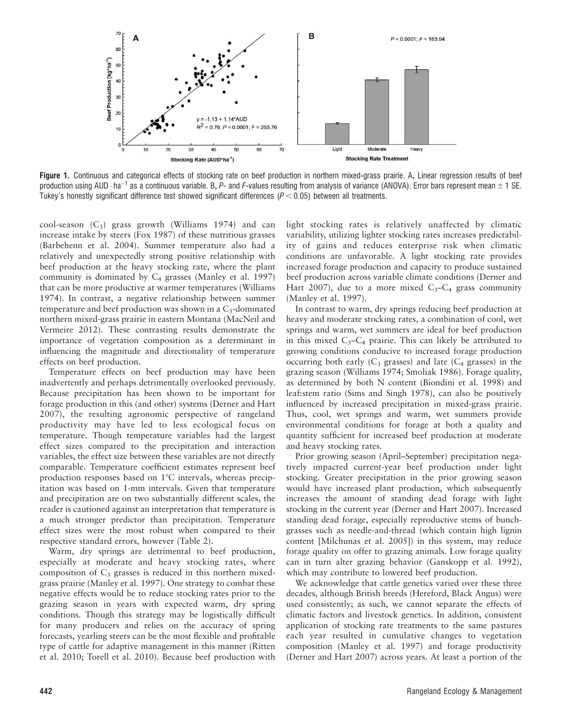**Figure 1.** Continuous and categorical effects of stocking rate on beef production in northern mixed-grass prairie. A, Linear regression results of beef production using AUD · $ha^{-1}$ as a continuous variable. B, *P*- and *F*-values resulting from analysis of variance (ANOVA). Error bars represent mean ± 1 SE. Tukey's honestly significant difference test showed significant differences ($P < 0.05$) between all treatments.

cool-season ($C_3$) grass growth (Williams 1974) and can increase intake by steers (Fox 1987) of these nutritious grasses (Barbehenn et al. 2004). Summer temperature also had a relatively and unexpectedly strong positive relationship with beef production at the heavy stocking rate, where the plant community is dominated by $C_4$ grasses (Manley et al. 1997) that can be more productive at warmer temperatures (Williams 1974). In contrast, a negative relationship between summer temperature and beef production was shown in a $C_3$-dominated northern mixed-grass prairie in eastern Montana (MacNeil and Vermeire 2012). These contrasting results demonstrate the importance of vegetation composition as a determinant in influencing the magnitude and directionality of temperature effects on beef production.

Temperature effects on beef production may have been inadvertently and perhaps detrimentally overlooked previously. Because precipitation has been shown to be important for forage production in this (and other) systems (Derner and Hart 2007), the resulting agronomic perspective of rangeland productivity may have led to less ecological focus on temperature. Though temperature variables had the largest effect sizes compared to the precipitation and interaction variables, the effect size between these variables are not directly comparable. Temperature coefficient estimates represent beef production responses based on 1°C intervals, whereas precipitation was based on 1-mm intervals. Given that temperature and precipitation are on two substantially different scales, the reader is cautioned against an interpretation that temperature is a much stronger predictor than precipitation. Temperature effect sizes were the most robust when compared to their respective standard errors, however (Table 2).

Warm, dry springs are detrimental to beef production, especially at moderate and heavy stocking rates, where composition of $C_3$ grasses is reduced in this northern mixed-grass prairie (Manley et al. 1997). One strategy to combat these negative effects would be to reduce stocking rates prior to the grazing season in years with expected warm, dry spring conditions. Though this strategy may be logistically difficult for many producers and relies on the accuracy of spring forecasts, yearling steers can be the most flexible and profitable type of cattle for adaptive management in this manner (Ritten et al. 2010; Torell et al. 2010). Because beef production with light stocking rates is relatively unaffected by climatic variability, utilizing lighter stocking rates increases predictability of gains and reduces enterprise risk when climatic conditions are unfavorable. A light stocking rate provides increased forage production and capacity to produce sustained beef production across variable climate conditions (Derner and Hart 2007), due to a more mixed $C_3$–$C_4$ grass community (Manley et al. 1997).

In contrast to warm, dry springs reducing beef production at heavy and moderate stocking rates, a combination of cool, wet springs and warm, wet summers are ideal for beef production in this mixed $C_3$–$C_4$ prairie. This can likely be attributed to growing conditions conducive to increased forage production occurring both early ($C_3$ grasses) and late ($C_4$ grasses) in the grazing season (Williams 1974; Smoliak 1986). Forage quality, as determined by both N content (Biondini et al. 1998) and leaf:stem ratio (Sims and Singh 1978), can also be positively influenced by increased precipitation in mixed-grass prairie. Thus, cool, wet springs and warm, wet summers provide environmental conditions for forage at both a quality and quantity sufficient for increased beef production at moderate and heavy stocking rates.

Prior growing season (April–September) precipitation negatively impacted current-year beef production under light stocking. Greater precipitation in the prior growing season would have increased plant production, which subsequently increases the amount of standing dead forage with light stocking in the current year (Derner and Hart 2007). Increased standing dead forage, especially reproductive stems of bunchgrasses such as needle-and-thread (which contain high lignin content [Milchunas et al. 2005]) in this system, may reduce forage quality on offer to grazing animals. Low forage quality can in turn alter grazing behavior (Ganskopp et al. 1992), which may contribute to lowered beef production.

We acknowledge that cattle genetics varied over these three decades, although British breeds (Hereford, Black Angus) were used consistently; as such, we cannot separate the effects of climatic factors and livestock genetics. In addition, consistent application of stocking rate treatments to the same pastures each year resulted in cumulative changes to vegetation composition (Manley et al. 1997) and forage productivity (Derner and Hart 2007) across years. At least a portion of the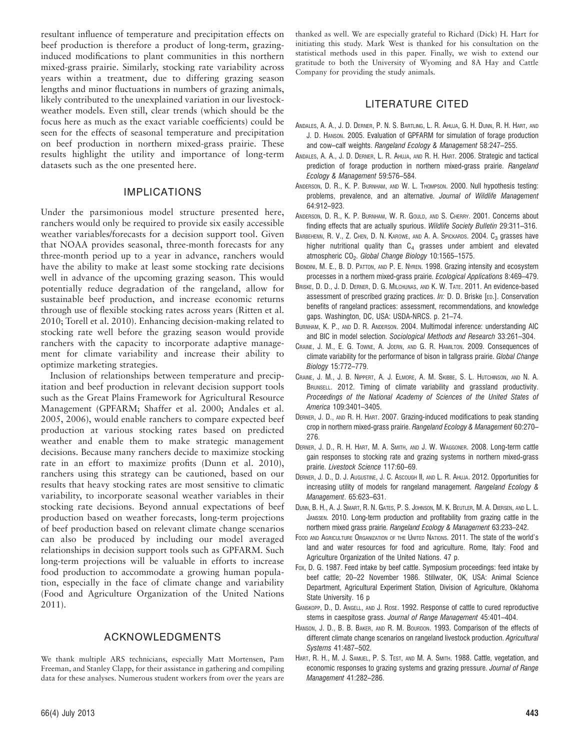resultant influence of temperature and precipitation effects on beef production is therefore a product of long-term, grazing-induced modifications to plant communities in this northern mixed-grass prairie. Similarly, stocking rate variability across years within a treatment, due to differing grazing season lengths and minor fluctuations in numbers of grazing animals, likely contributed to the unexplained variation in our livestock-weather models. Even still, clear trends (which should be the focus here as much as the exact variable coefficients) could be seen for the effects of seasonal temperature and precipitation on beef production in northern mixed-grass prairie. These results highlight the utility and importance of long-term datasets such as the one presented here.

## IMPLICATIONS

Under the parsimonious model structure presented here, ranchers would only be required to provide six easily accessible weather variables/forecasts for a decision support tool. Given that NOAA provides seasonal, three-month forecasts for any three-month period up to a year in advance, ranchers would have the ability to make at least some stocking rate decisions well in advance of the upcoming grazing season. This would potentially reduce degradation of the rangeland, allow for sustainable beef production, and increase economic returns through use of flexible stocking rates across years (Ritten et al. 2010; Torell et al. 2010). Enhancing decision-making related to stocking rate well before the grazing season would provide ranchers with the capacity to incorporate adaptive management for climate variability and increase their ability to optimize marketing strategies.

Inclusion of relationships between temperature and precipitation and beef production in relevant decision support tools such as the Great Plains Framework for Agricultural Resource Management (GPFARM; Shaffer et al. 2000; Andales et al. 2005, 2006), would enable ranchers to compare expected beef production at various stocking rates based on predicted weather and enable them to make strategic management decisions. Because many ranchers decide to maximize stocking rate in an effort to maximize profits (Dunn et al. 2010), ranchers using this strategy can be cautioned, based on our results that heavy stocking rates are most sensitive to climatic variability, to incorporate seasonal weather variables in their stocking rate decisions. Beyond annual expectations of beef production based on weather forecasts, long-term projections of beef production based on relevant climate change scenarios can also be produced by including our model averaged relationships in decision support tools such as GPFARM. Such long-term projections will be valuable in efforts to increase food production to accommodate a growing human population, especially in the face of climate change and variability (Food and Agriculture Organization of the United Nations 2011).

## ACKNOWLEDGMENTS

We thank multiple ARS technicians, especially Matt Mortensen, Pam Freeman, and Stanley Clapp, for their assistance in gathering and compiling data for these analyses. Numerous student workers from over the years are thanked as well. We are especially grateful to Richard (Dick) H. Hart for initiating this study. Mark West is thanked for his consultation on the statistical methods used in this paper. Finally, we wish to extend our gratitude to both the University of Wyoming and 8A Hay and Cattle Company for providing the study animals.

## LITERATURE CITED

Andales, A. A., J. D. Derner, P. N. S. Bartling, L. R. Ahuja, G. H. Dunn, R. H. Hart, and J. D. Hanson. 2005. Evaluation of GPFARM for simulation of forage production and cow–calf weights. *Rangeland Ecology & Management* 58:247–255.

Andales, A. A., J. D. Derner, L. R. Ahuja, and R. H. Hart. 2006. Strategic and tactical prediction of forage production in northern mixed-grass prairie. *Rangeland Ecology & Management* 59:576–584.

Anderson, D. R., K. P. Burnham, and W. L. Thompson. 2000. Null hypothesis testing: problems, prevalence, and an alternative. *Journal of Wildlife Management* 64:912–923.

Anderson, D. R., K. P. Burnham, W. R. Gould, and S. Cherry. 2001. Concerns about finding effects that are actually spurious. *Wildlife Society Bulletin* 29:311–316.

Barbehenn, R. V., Z. Chen, D. N. Karowe, and A. A. Spickards. 2004. $C_3$ grasses have higher nutritional quality than $C_4$ grasses under ambient and elevated atmospheric $CO_2$. *Global Change Biology* 10:1565–1575.

Biondini, M. E., B. D. Patton, and P. E. Nyren. 1998. Grazing intensity and ecosystem processes in a northern mixed-grass prairie. *Ecological Applications* 8:469–479.

Briske, D. D., J. D. Derner, D. G. Milchunas, and K. W. Tate. 2011. An evidence-based assessment of prescribed grazing practices. *In:* D. D. Briske [ed.]. Conservation benefits of rangeland practices: assessment, recommendations, and knowledge gaps. Washington, DC, USA: USDA-NRCS. p. 21–74.

Burnham, K. P., and D. R. Anderson. 2004. Multimodal inference: understanding AIC and BIC in model selection. *Sociological Methods and Research* 33:261–304.

Craine, J. M., E. G. Towne, A. Joern, and G. R. Hamilton. 2009. Consequences of climate variability for the performance of bison in tallgrass prairie. *Global Change Biology* 15:772–779.

Craine, J. M., J. B. Nippert, A. J. Elmore, A. M. Skibbe, S. L. Hutchinson, and N. A. Brunsell. 2012. Timing of climate variability and grassland productivity. *Proceedings of the National Academy of Sciences of the United States of America* 109:3401–3405.

Derner, J. D., and R. H. Hart. 2007. Grazing-induced modifications to peak standing crop in northern mixed-grass prairie. *Rangeland Ecology & Management* 60:270–276.

Derner, J. D., R. H. Hart, M. A. Smith, and J. W. Waggoner. 2008. Long-term cattle gain responses to stocking rate and grazing systems in northern mixed-grass prairie. *Livestock Science* 117:60–69.

Derner, J. D., D. J. Augustine, J. C. Ascough II, and L. R. Ahuja. 2012. Opportunities for increasing utility of models for rangeland management. *Rangeland Ecology & Management*. 65:623–631.

Dunn, B. H., A. J. Smart, R. N. Gates, P. S. Johnson, M. K. Beutler, M. A. Diersen, and L. L. Janssen. 2010. Long-term production and profitability from grazing cattle in the northern mixed grass prairie. *Rangeland Ecology & Management* 63:233–242.

Food and Agriculture Organization of the United Nations. 2011. The state of the world's land and water resources for food and agriculture. Rome, Italy: Food and Agriculture Organization of the United Nations. 47 p.

Fox, D. G. 1987. Feed intake by beef cattle. Symposium proceedings: feed intake by beef cattle; 20–22 November 1986. Stillwater, OK, USA: Animal Science Department, Agricultural Experiment Station, Division of Agriculture, Oklahoma State University. 16 p

Ganskopp, D., D. Angell, and J. Rose. 1992. Response of cattle to cured reproductive stems in caespitose grass. *Journal of Range Management* 45:401–404.

Hanson, J. D., B. B. Baker, and R. M. Bourdon. 1993. Comparison of the effects of different climate change scenarios on rangeland livestock production. *Agricultural Systems* 41:487–502.

Hart, R. H., M. J. Samuel, P. S. Test, and M. A. Smith. 1988. Cattle, vegetation, and economic responses to grazing systems and grazing pressure. *Journal of Range Management* 41:282–286.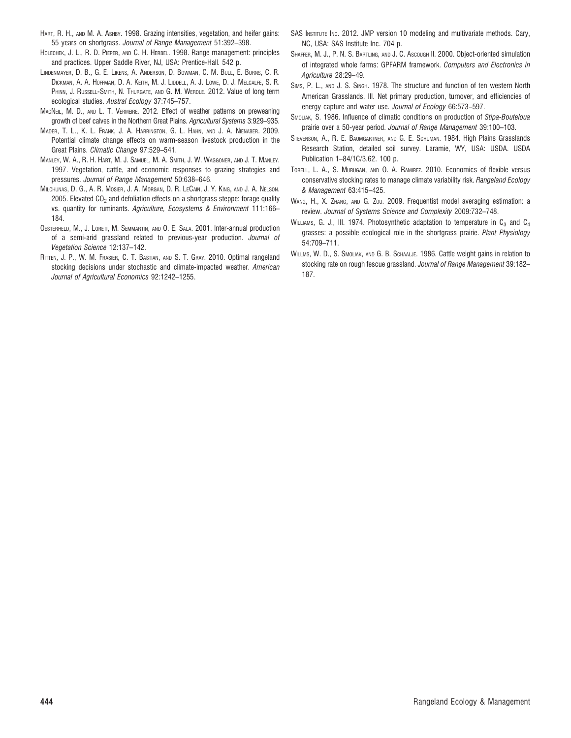HART, R. H., AND M. A. ASHBY. 1998. Grazing intensities, vegetation, and heifer gains: 55 years on shortgrass. *Journal of Range Management* 51:392–398.

HOLECHEK, J. L., R. D. PIEPER, AND C. H. HERBEL. 1998. Range management: principles and practices. Upper Saddle River, NJ, USA: Prentice-Hall. 542 p.

LINDENMAYER, D. B., G. E. LIKENS, A. ANDERSON, D. BOWMAN, C. M. BULL, E. BURNS, C. R. DICKMAN, A. A. HOFFMAN, D. A. KEITH, M. J. LIDDELL, A. J. LOWE, D. J. MELCALFE, S. R. PHINN, J. RUSSELL-SMITH, N. THURGATE, AND G. M. WERDLE. 2012. Value of long term ecological studies. *Austral Ecology* 37:745–757.

MACNEIL, M. D., AND L. T. VERMEIRE. 2012. Effect of weather patterns on preweaning growth of beef calves in the Northern Great Plains. *Agricultural Systems* 3:929–935.

MADER, T. L., K. L. FRANK, J. A. HARRINGTON, G. L. HAHN, AND J. A. NIENABER. 2009. Potential climate change effects on warm-season livestock production in the Great Plains. *Climatic Change* 97:529–541.

MANLEY, W. A., R. H. HART, M. J. SAMUEL, M. A. SMITH, J. W. WAGGONER, AND J. T. MANLEY. 1997. Vegetation, cattle, and economic responses to grazing strategies and pressures. *Journal of Range Management* 50:638–646.

MILCHUNAS, D. G., A. R. MOSIER, J. A. MORGAN, D. R. LECAIN, J. Y. KING, AND J. A. NELSON. 2005. Elevated $CO_2$ and defoliation effects on a shortgrass steppe: forage quality vs. quantity for ruminants. *Agriculture, Ecosystems & Environment* 111:166–184.

OESTERHELD, M., J. LORETI, M. SEMMARTIN, AND O. E. SALA. 2001. Inter-annual production of a semi-arid grassland related to previous-year production. *Journal of Vegetation Science* 12:137–142.

RITTEN, J. P., W. M. FRASIER, C. T. BASTIAN, AND S. T. GRAY. 2010. Optimal rangeland stocking decisions under stochastic and climate-impacted weather. *American Journal of Agricultural Economics* 92:1242–1255.

SAS INSTITUTE INC. 2012. JMP version 10 modeling and multivariate methods. Cary, NC, USA: SAS Institute Inc. 704 p.

SHAFFER, M. J., P. N. S. BARTLING, AND J. C. ASCOUGH II. 2000. Object-oriented simulation of integrated whole farms: GPFARM framework. *Computers and Electronics in Agriculture* 28:29–49.

SIMS, P. L., AND J. S. SINGH. 1978. The structure and function of ten western North American Grasslands. III. Net primary production, turnover, and efficiencies of energy capture and water use. *Journal of Ecology* 66:573–597.

SMOLIAK, S. 1986. Influence of climatic conditions on production of *Stipa-Bouteloua* prairie over a 50-year period. *Journal of Range Management* 39:100–103.

STEVENSON, A., R. E. BAUMGARTNER, AND G. E. SCHUMAN. 1984. High Plains Grasslands Research Station, detailed soil survey. Laramie, WY, USA: USDA. USDA Publication 1–84/1C/3.62. 100 p.

TORELL, L. A., S. MURUGAN, AND O. A. RAMIREZ. 2010. Economics of flexible versus conservative stocking rates to manage climate variability risk. *Rangeland Ecology & Management* 63:415–425.

WANG, H., X. ZHANG, AND G. ZOU. 2009. Frequentist model averaging estimation: a review. *Journal of Systems Science and Complexity* 2009:732–748.

WILLIAMS, G. J., III. 1974. Photosynthetic adaptation to temperature in $C_3$ and $C_4$ grasses: a possible ecological role in the shortgrass prairie. *Plant Physiology* 54:709–711.

WILLMS, W. D., S. SMOLIAK, AND G. B. SCHAALJE. 1986. Cattle weight gains in relation to stocking rate on rough fescue grassland. *Journal of Range Management* 39:182–187.